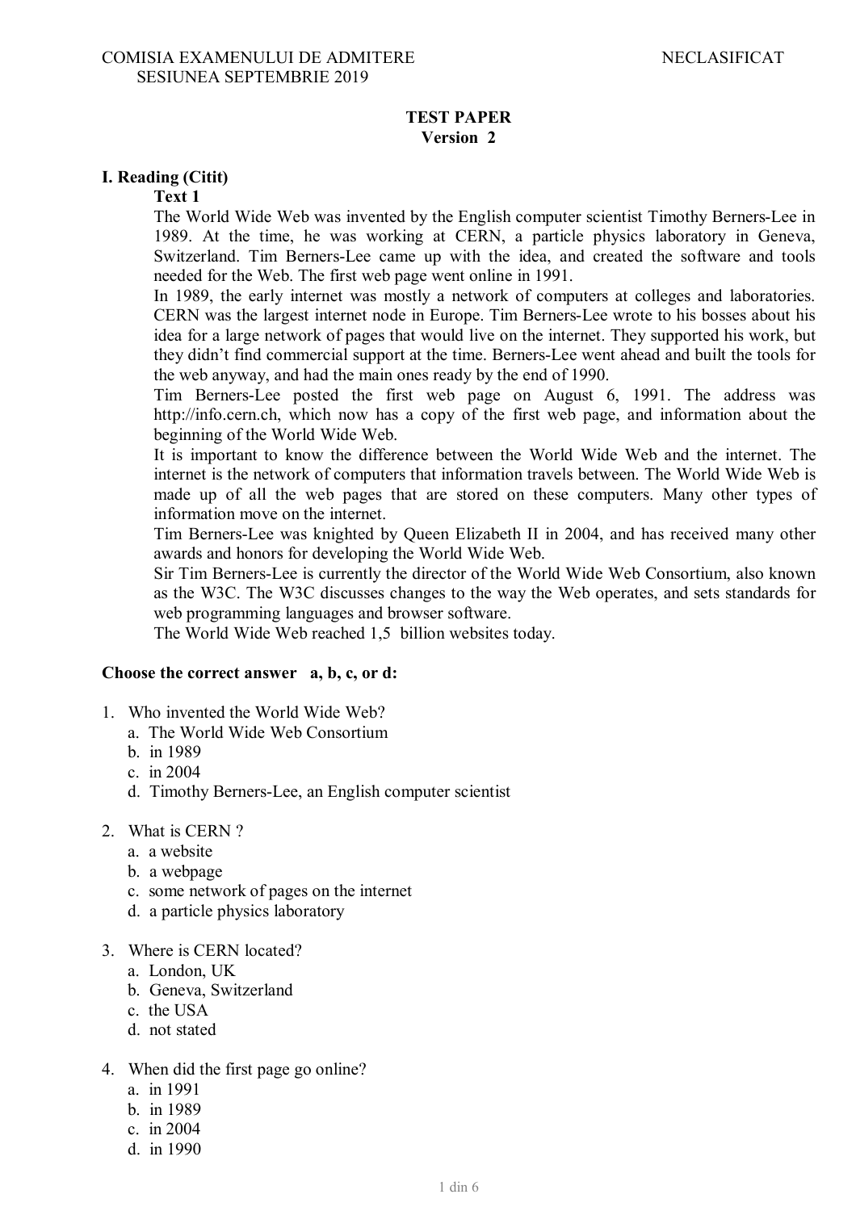COMISIA EXAMENULUI DE ADMITERE
SESIUNEA SEPTEMBRIE 2019

NECLASIFICAT

**TEST PAPER**
**Version 2**

## I. Reading (Citit)

**Text 1**

The World Wide Web was invented by the English computer scientist Timothy Berners-Lee in 1989. At the time, he was working at CERN, a particle physics laboratory in Geneva, Switzerland. Tim Berners-Lee came up with the idea, and created the software and tools needed for the Web. The first web page went online in 1991.

In 1989, the early internet was mostly a network of computers at colleges and laboratories. CERN was the largest internet node in Europe. Tim Berners-Lee wrote to his bosses about his idea for a large network of pages that would live on the internet. They supported his work, but they didn't find commercial support at the time. Berners-Lee went ahead and built the tools for the web anyway, and had the main ones ready by the end of 1990.

Tim Berners-Lee posted the first web page on August 6, 1991. The address was http://info.cern.ch, which now has a copy of the first web page, and information about the beginning of the World Wide Web.

It is important to know the difference between the World Wide Web and the internet. The internet is the network of computers that information travels between. The World Wide Web is made up of all the web pages that are stored on these computers. Many other types of information move on the internet.

Tim Berners-Lee was knighted by Queen Elizabeth II in 2004, and has received many other awards and honors for developing the World Wide Web.

Sir Tim Berners-Lee is currently the director of the World Wide Web Consortium, also known as the W3C. The W3C discusses changes to the way the Web operates, and sets standards for web programming languages and browser software.

The World Wide Web reached 1,5 billion websites today.

**Choose the correct answer a, b, c, or d:**

1. Who invented the World Wide Web?
   a. The World Wide Web Consortium
   b. in 1989
   c. in 2004
   d. Timothy Berners-Lee, an English computer scientist

2. What is CERN ?
   a. a website
   b. a webpage
   c. some network of pages on the internet
   d. a particle physics laboratory

3. Where is CERN located?
   a. London, UK
   b. Geneva, Switzerland
   c. the USA
   d. not stated

4. When did the first page go online?
   a. in 1991
   b. in 1989
   c. in 2004
   d. in 1990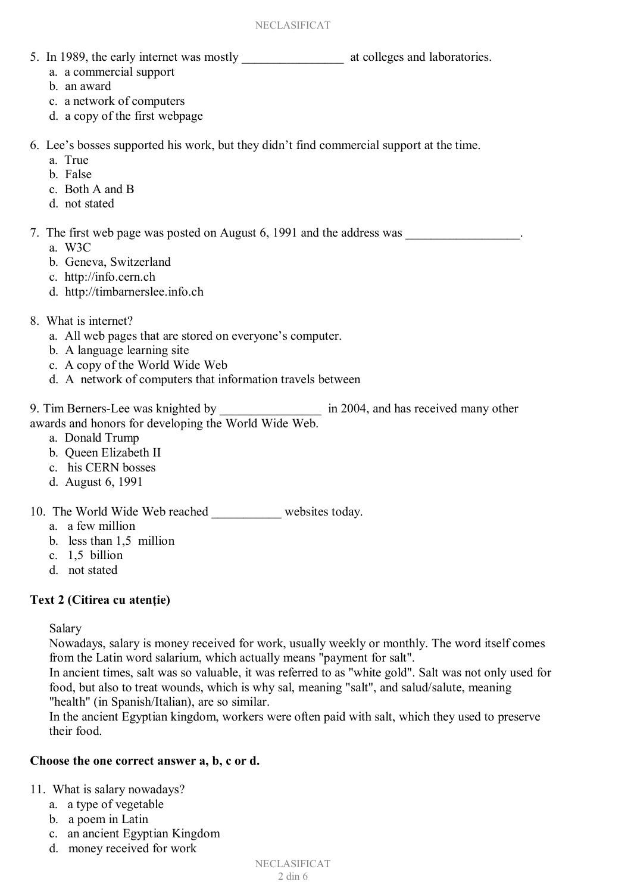5. In 1989, the early internet was mostly ________________ at colleges and laboratories.
   a. a commercial support
   b. an award
   c. a network of computers
   d. a copy of the first webpage

6. Lee's bosses supported his work, but they didn't find commercial support at the time.
   a. True
   b. False
   c. Both A and B
   d. not stated

7. The first web page was posted on August 6, 1991 and the address was __________________.
   a. W3C
   b. Geneva, Switzerland
   c. http://info.cern.ch
   d. http://timbarnerslee.info.ch

8. What is internet?
   a. All web pages that are stored on everyone's computer.
   b. A language learning site
   c. A copy of the World Wide Web
   d. A network of computers that information travels between

9. Tim Berners-Lee was knighted by ________________ in 2004, and has received many other awards and honors for developing the World Wide Web.
   a. Donald Trump
   b. Queen Elizabeth II
   c. his CERN bosses
   d. August 6, 1991

10. The World Wide Web reached ___________ websites today.
    a. a few million
    b. less than 1,5 million
    c. 1,5 billion
    d. not stated

**Text 2 (Citirea cu atenție)**

Salary

Nowadays, salary is money received for work, usually weekly or monthly. The word itself comes from the Latin word salarium, which actually means "payment for salt".

In ancient times, salt was so valuable, it was referred to as "white gold". Salt was not only used for food, but also to treat wounds, which is why sal, meaning "salt", and salud/salute, meaning "health" (in Spanish/Italian), are so similar.

In the ancient Egyptian kingdom, workers were often paid with salt, which they used to preserve their food.

**Choose the one correct answer a, b, c or d.**

11. What is salary nowadays?
    a. a type of vegetable
    b. a poem in Latin
    c. an ancient Egyptian Kingdom
    d. money received for work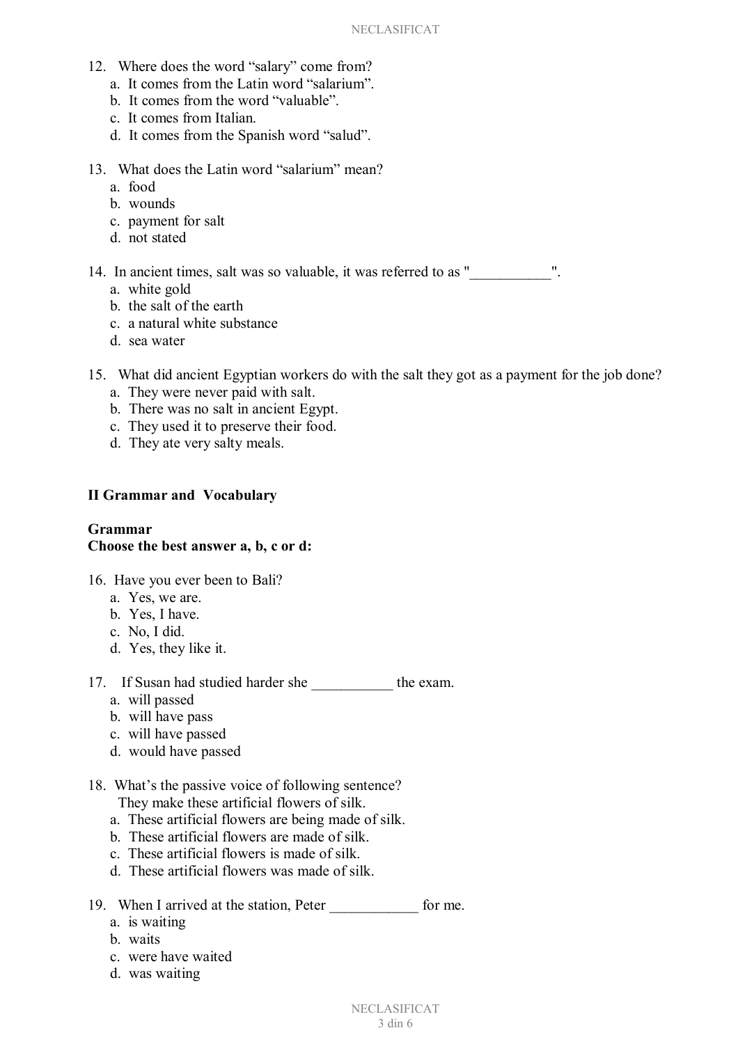12. Where does the word "salary" come from?
    a. It comes from the Latin word "salarium".
    b. It comes from the word "valuable".
    c. It comes from Italian.
    d. It comes from the Spanish word "salud".

13. What does the Latin word "salarium" mean?
    a. food
    b. wounds
    c. payment for salt
    d. not stated

14. In ancient times, salt was so valuable, it was referred to as "___________".
    a. white gold
    b. the salt of the earth
    c. a natural white substance
    d. sea water

15. What did ancient Egyptian workers do with the salt they got as a payment for the job done?
    a. They were never paid with salt.
    b. There was no salt in ancient Egypt.
    c. They used it to preserve their food.
    d. They ate very salty meals.

## II Grammar and Vocabulary

### Grammar

**Choose the best answer a, b, c or d:**

16. Have you ever been to Bali?
    a. Yes, we are.
    b. Yes, I have.
    c. No, I did.
    d. Yes, they like it.

17. If Susan had studied harder she ___________ the exam.
    a. will passed
    b. will have pass
    c. will have passed
    d. would have passed

18. What's the passive voice of following sentence?
    They make these artificial flowers of silk.
    a. These artificial flowers are being made of silk.
    b. These artificial flowers are made of silk.
    c. These artificial flowers is made of silk.
    d. These artificial flowers was made of silk.

19. When I arrived at the station, Peter ____________ for me.
    a. is waiting
    b. waits
    c. were have waited
    d. was waiting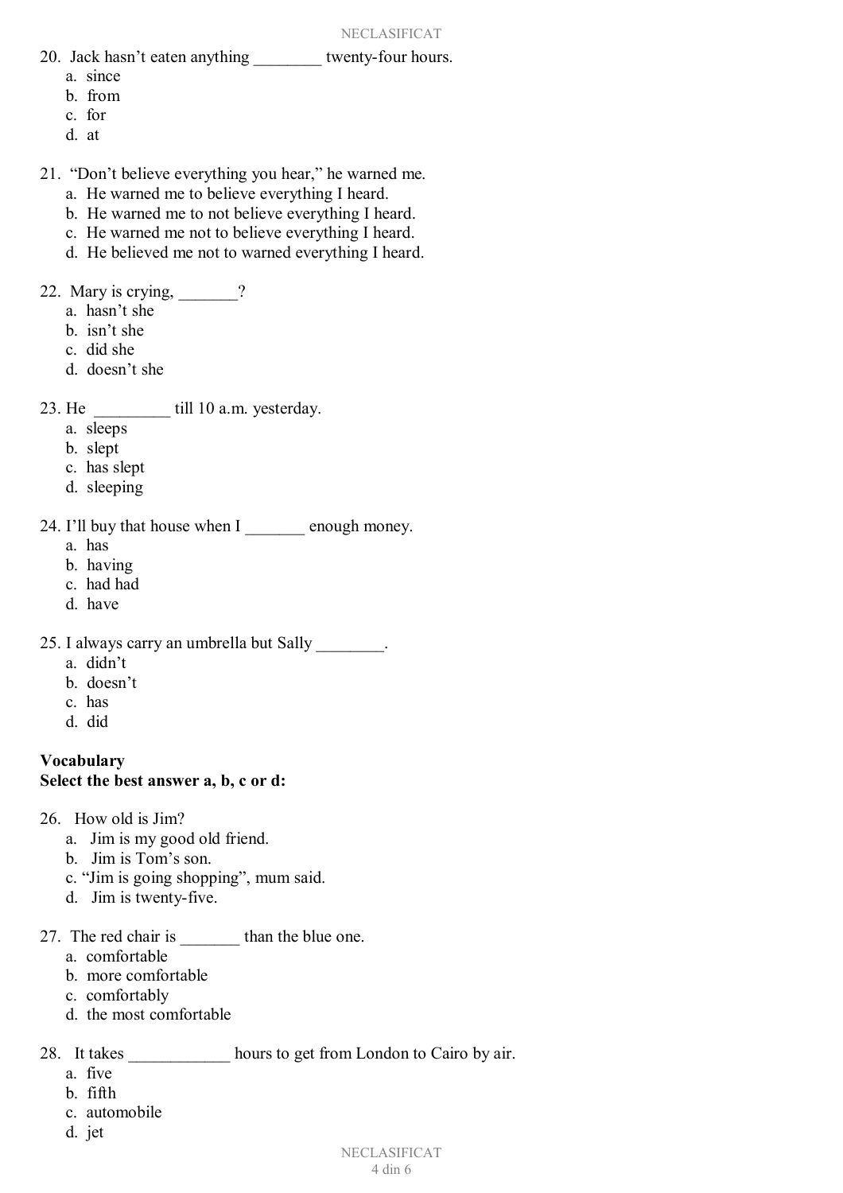20. Jack hasn't eaten anything ________ twenty-four hours.
    a. since
    b. from
    c. for
    d. at

21. "Don't believe everything you hear," he warned me.
    a. He warned me to believe everything I heard.
    b. He warned me to not believe everything I heard.
    c. He warned me not to believe everything I heard.
    d. He believed me not to warned everything I heard.

22. Mary is crying, _______?
    a. hasn't she
    b. isn't she
    c. did she
    d. doesn't she

23. He _________ till 10 a.m. yesterday.
    a. sleeps
    b. slept
    c. has slept
    d. sleeping

24. I'll buy that house when I _______ enough money.
    a. has
    b. having
    c. had had
    d. have

25. I always carry an umbrella but Sally ________.
    a. didn't
    b. doesn't
    c. has
    d. did

**Vocabulary**
**Select the best answer a, b, c or d:**

26. How old is Jim?
    a. Jim is my good old friend.
    b. Jim is Tom's son.
    c. "Jim is going shopping", mum said.
    d. Jim is twenty-five.

27. The red chair is _______ than the blue one.
    a. comfortable
    b. more comfortable
    c. comfortably
    d. the most comfortable

28. It takes ____________ hours to get from London to Cairo by air.
    a. five
    b. fifth
    c. automobile
    d. jet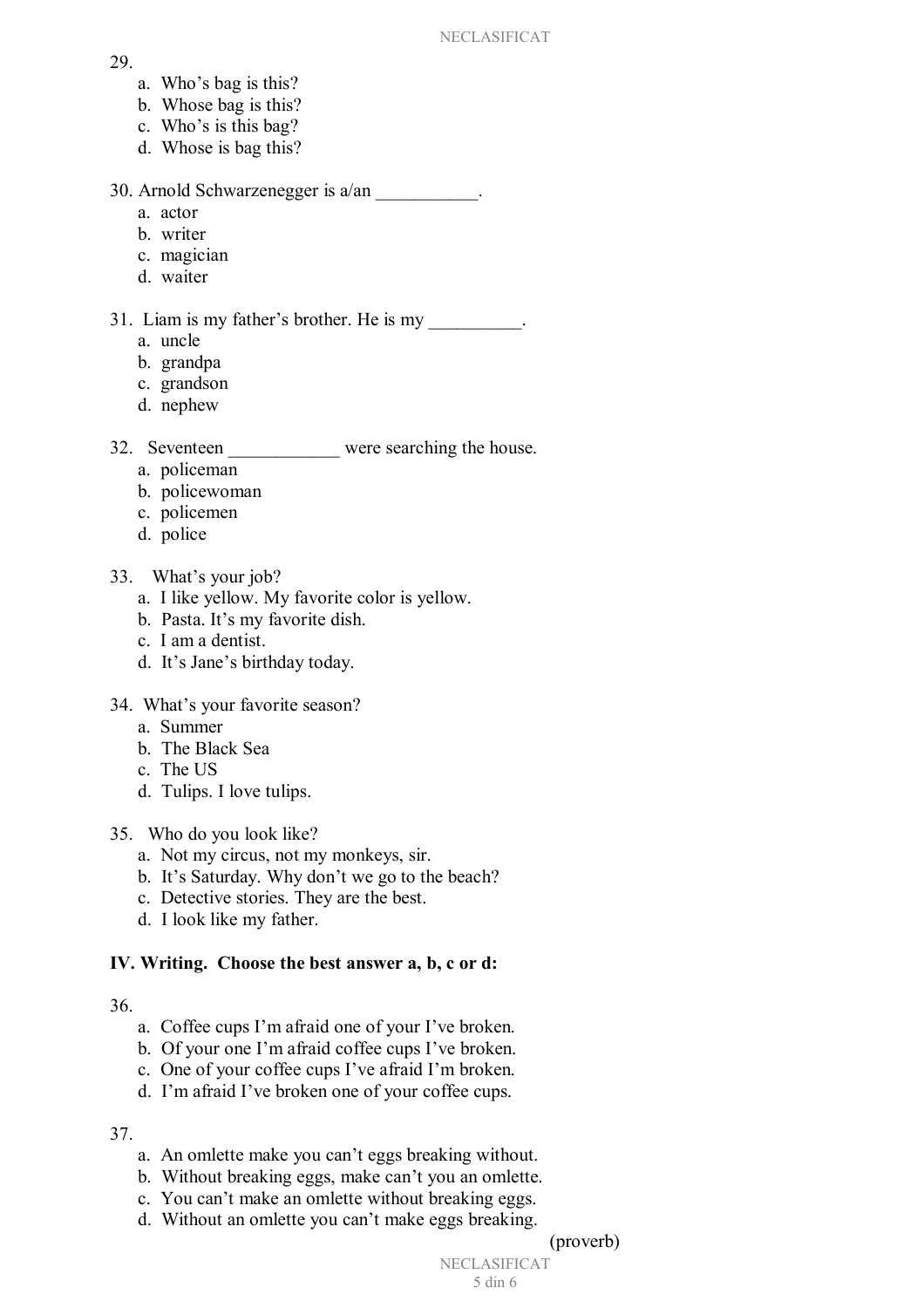29.

a. Who's bag is this?
b. Whose bag is this?
c. Who's is this bag?
d. Whose is bag this?

30. Arnold Schwarzenegger is a/an ___________.

a. actor
b. writer
c. magician
d. waiter

31. Liam is my father's brother. He is my __________.

a. uncle
b. grandpa
c. grandson
d. nephew

32. Seventeen ____________ were searching the house.

a. policeman
b. policewoman
c. policemen
d. police

33. What's your job?

a. I like yellow. My favorite color is yellow.
b. Pasta. It's my favorite dish.
c. I am a dentist.
d. It's Jane's birthday today.

34. What's your favorite season?

a. Summer
b. The Black Sea
c. The US
d. Tulips. I love tulips.

35. Who do you look like?

a. Not my circus, not my monkeys, sir.
b. It's Saturday. Why don't we go to the beach?
c. Detective stories. They are the best.
d. I look like my father.

**IV. Writing. Choose the best answer a, b, c or d:**

36.

a. Coffee cups I'm afraid one of your I've broken.
b. Of your one I'm afraid coffee cups I've broken.
c. One of your coffee cups I've afraid I'm broken.
d. I'm afraid I've broken one of your coffee cups.

37.

a. An omlette make you can't eggs breaking without.
b. Without breaking eggs, make can't you an omlette.
c. You can't make an omlette without breaking eggs.
d. Without an omlette you can't make eggs breaking.

(proverb)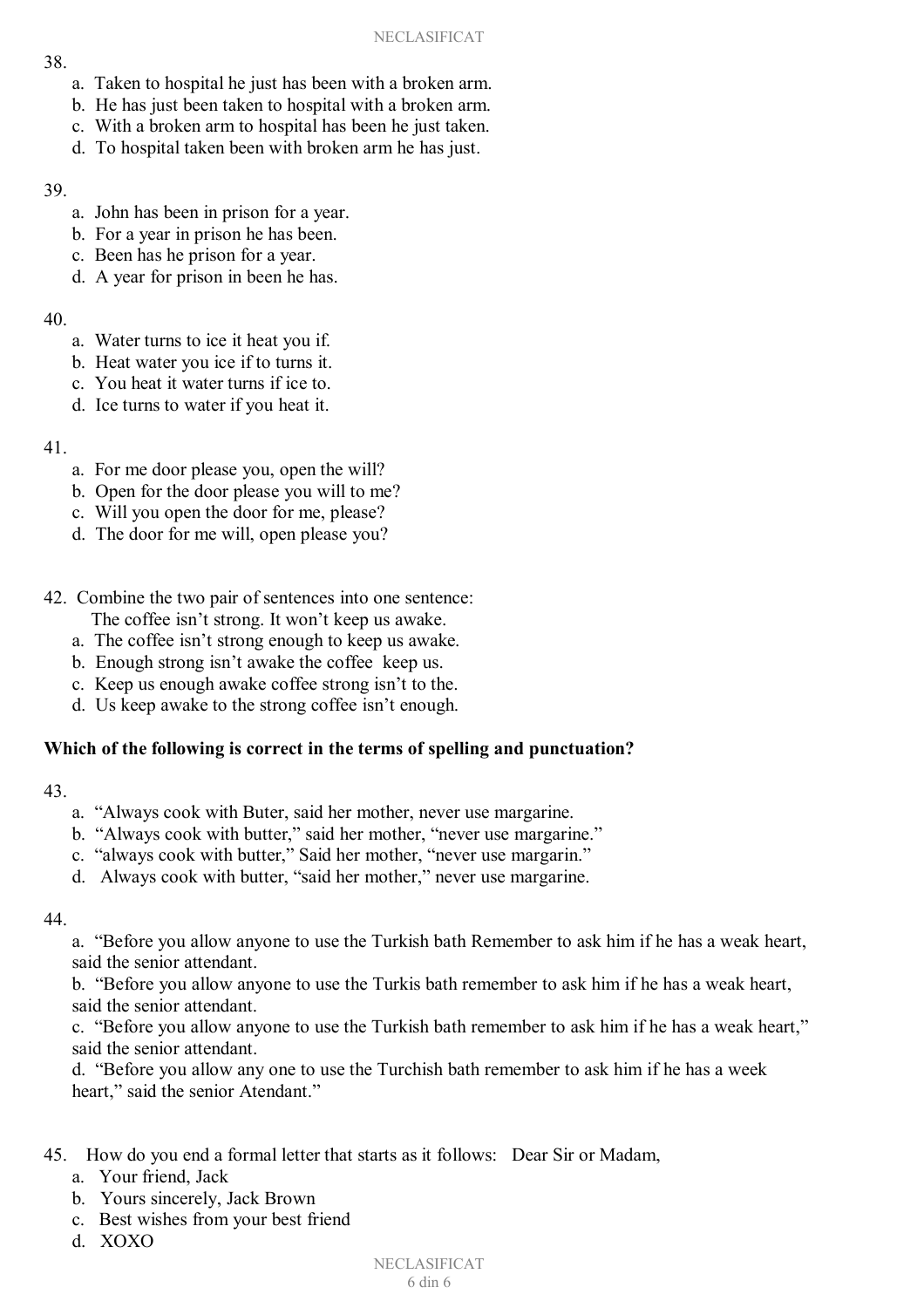38.

a. Taken to hospital he just has been with a broken arm.
b. He has just been taken to hospital with a broken arm.
c. With a broken arm to hospital has been he just taken.
d. To hospital taken been with broken arm he has just.

39.

a. John has been in prison for a year.
b. For a year in prison he has been.
c. Been has he prison for a year.
d. A year for prison in been he has.

40.

a. Water turns to ice it heat you if.
b. Heat water you ice if to turns it.
c. You heat it water turns if ice to.
d. Ice turns to water if you heat it.

41.

a. For me door please you, open the will?
b. Open for the door please you will to me?
c. Will you open the door for me, please?
d. The door for me will, open please you?

42. Combine the two pair of sentences into one sentence:
The coffee isn't strong. It won't keep us awake.

a. The coffee isn't strong enough to keep us awake.
b. Enough strong isn't awake the coffee keep us.
c. Keep us enough awake coffee strong isn't to the.
d. Us keep awake to the strong coffee isn't enough.

**Which of the following is correct in the terms of spelling and punctuation?**

43.

a. "Always cook with Buter, said her mother, never use margarine.
b. "Always cook with butter," said her mother, "never use margarine."
c. "always cook with butter," Said her mother, "never use margarin."
d. Always cook with butter, "said her mother," never use margarine.

44.

a. "Before you allow anyone to use the Turkish bath Remember to ask him if he has a weak heart, said the senior attendant.
b. "Before you allow anyone to use the Turkis bath remember to ask him if he has a weak heart, said the senior attendant.
c. "Before you allow anyone to use the Turkish bath remember to ask him if he has a weak heart," said the senior attendant.
d. "Before you allow any one to use the Turchish bath remember to ask him if he has a week heart," said the senior Atendant."

45. How do you end a formal letter that starts as it follows: Dear Sir or Madam,

a. Your friend, Jack
b. Yours sincerely, Jack Brown
c. Best wishes from your best friend
d. XOXO